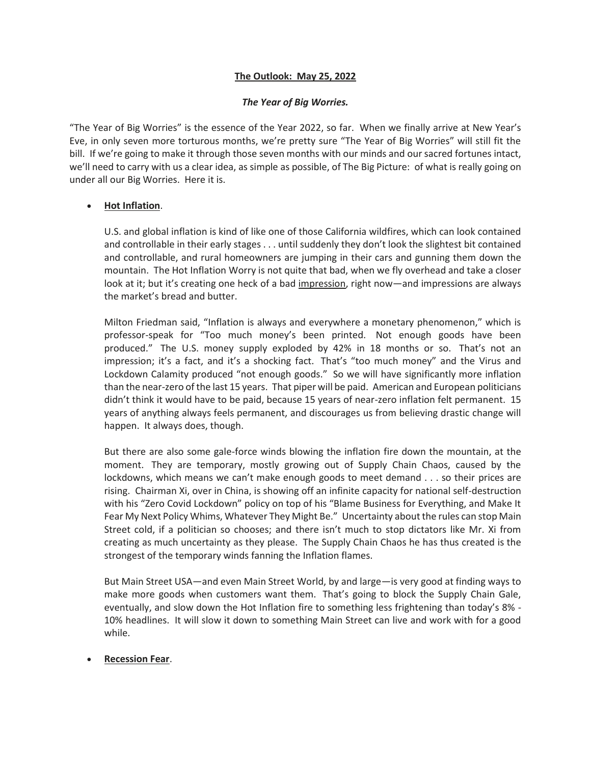**The Outlook: May 25, 2022**

***The Year of Big Worries.***

"The Year of Big Worries" is the essence of the Year 2022, so far. When we finally arrive at New Year's Eve, in only seven more torturous months, we're pretty sure "The Year of Big Worries" will still fit the bill. If we're going to make it through those seven months with our minds and our sacred fortunes intact, we'll need to carry with us a clear idea, as simple as possible, of The Big Picture: of what is really going on under all our Big Worries. Here it is.

- **Hot Inflation**.

  U.S. and global inflation is kind of like one of those California wildfires, which can look contained and controllable in their early stages . . . until suddenly they don't look the slightest bit contained and controllable, and rural homeowners are jumping in their cars and gunning them down the mountain. The Hot Inflation Worry is not quite that bad, when we fly overhead and take a closer look at it; but it's creating one heck of a bad impression, right now—and impressions are always the market's bread and butter.

  Milton Friedman said, "Inflation is always and everywhere a monetary phenomenon," which is professor-speak for "Too much money's been printed. Not enough goods have been produced." The U.S. money supply exploded by 42% in 18 months or so. That's not an impression; it's a fact, and it's a shocking fact. That's "too much money" and the Virus and Lockdown Calamity produced "not enough goods." So we will have significantly more inflation than the near-zero of the last 15 years. That piper will be paid. American and European politicians didn't think it would have to be paid, because 15 years of near-zero inflation felt permanent. 15 years of anything always feels permanent, and discourages us from believing drastic change will happen. It always does, though.

  But there are also some gale-force winds blowing the inflation fire down the mountain, at the moment. They are temporary, mostly growing out of Supply Chain Chaos, caused by the lockdowns, which means we can't make enough goods to meet demand . . . so their prices are rising. Chairman Xi, over in China, is showing off an infinite capacity for national self-destruction with his "Zero Covid Lockdown" policy on top of his "Blame Business for Everything, and Make It Fear My Next Policy Whims, Whatever They Might Be." Uncertainty about the rules can stop Main Street cold, if a politician so chooses; and there isn't much to stop dictators like Mr. Xi from creating as much uncertainty as they please. The Supply Chain Chaos he has thus created is the strongest of the temporary winds fanning the Inflation flames.

  But Main Street USA—and even Main Street World, by and large—is very good at finding ways to make more goods when customers want them. That's going to block the Supply Chain Gale, eventually, and slow down the Hot Inflation fire to something less frightening than today's 8% - 10% headlines. It will slow it down to something Main Street can live and work with for a good while.

- **Recession Fear**.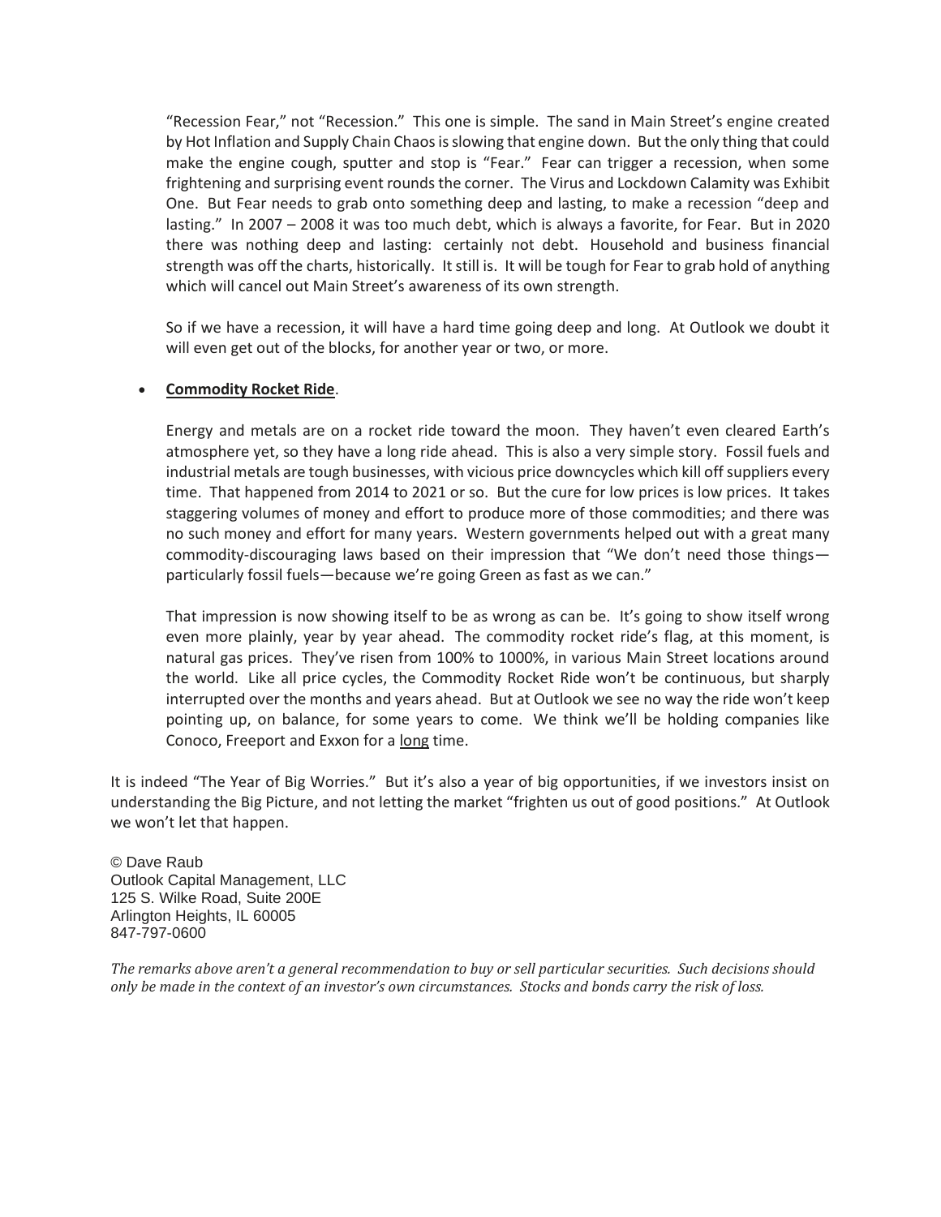"Recession Fear," not "Recession." This one is simple. The sand in Main Street's engine created by Hot Inflation and Supply Chain Chaos is slowing that engine down. But the only thing that could make the engine cough, sputter and stop is "Fear." Fear can trigger a recession, when some frightening and surprising event rounds the corner. The Virus and Lockdown Calamity was Exhibit One. But Fear needs to grab onto something deep and lasting, to make a recession "deep and lasting." In 2007 – 2008 it was too much debt, which is always a favorite, for Fear. But in 2020 there was nothing deep and lasting: certainly not debt. Household and business financial strength was off the charts, historically. It still is. It will be tough for Fear to grab hold of anything which will cancel out Main Street's awareness of its own strength.

So if we have a recession, it will have a hard time going deep and long. At Outlook we doubt it will even get out of the blocks, for another year or two, or more.

- **Commodity Rocket Ride**.

  Energy and metals are on a rocket ride toward the moon. They haven't even cleared Earth's atmosphere yet, so they have a long ride ahead. This is also a very simple story. Fossil fuels and industrial metals are tough businesses, with vicious price downcycles which kill off suppliers every time. That happened from 2014 to 2021 or so. But the cure for low prices is low prices. It takes staggering volumes of money and effort to produce more of those commodities; and there was no such money and effort for many years. Western governments helped out with a great many commodity-discouraging laws based on their impression that "We don't need those things—particularly fossil fuels—because we're going Green as fast as we can."

  That impression is now showing itself to be as wrong as can be. It's going to show itself wrong even more plainly, year by year ahead. The commodity rocket ride's flag, at this moment, is natural gas prices. They've risen from 100% to 1000%, in various Main Street locations around the world. Like all price cycles, the Commodity Rocket Ride won't be continuous, but sharply interrupted over the months and years ahead. But at Outlook we see no way the ride won't keep pointing up, on balance, for some years to come. We think we'll be holding companies like Conoco, Freeport and Exxon for a long time.

It is indeed "The Year of Big Worries." But it's also a year of big opportunities, if we investors insist on understanding the Big Picture, and not letting the market "frighten us out of good positions." At Outlook we won't let that happen.

© Dave Raub
Outlook Capital Management, LLC
125 S. Wilke Road, Suite 200E
Arlington Heights, IL 60005
847-797-0600

*The remarks above aren't a general recommendation to buy or sell particular securities. Such decisions should only be made in the context of an investor's own circumstances. Stocks and bonds carry the risk of loss.*